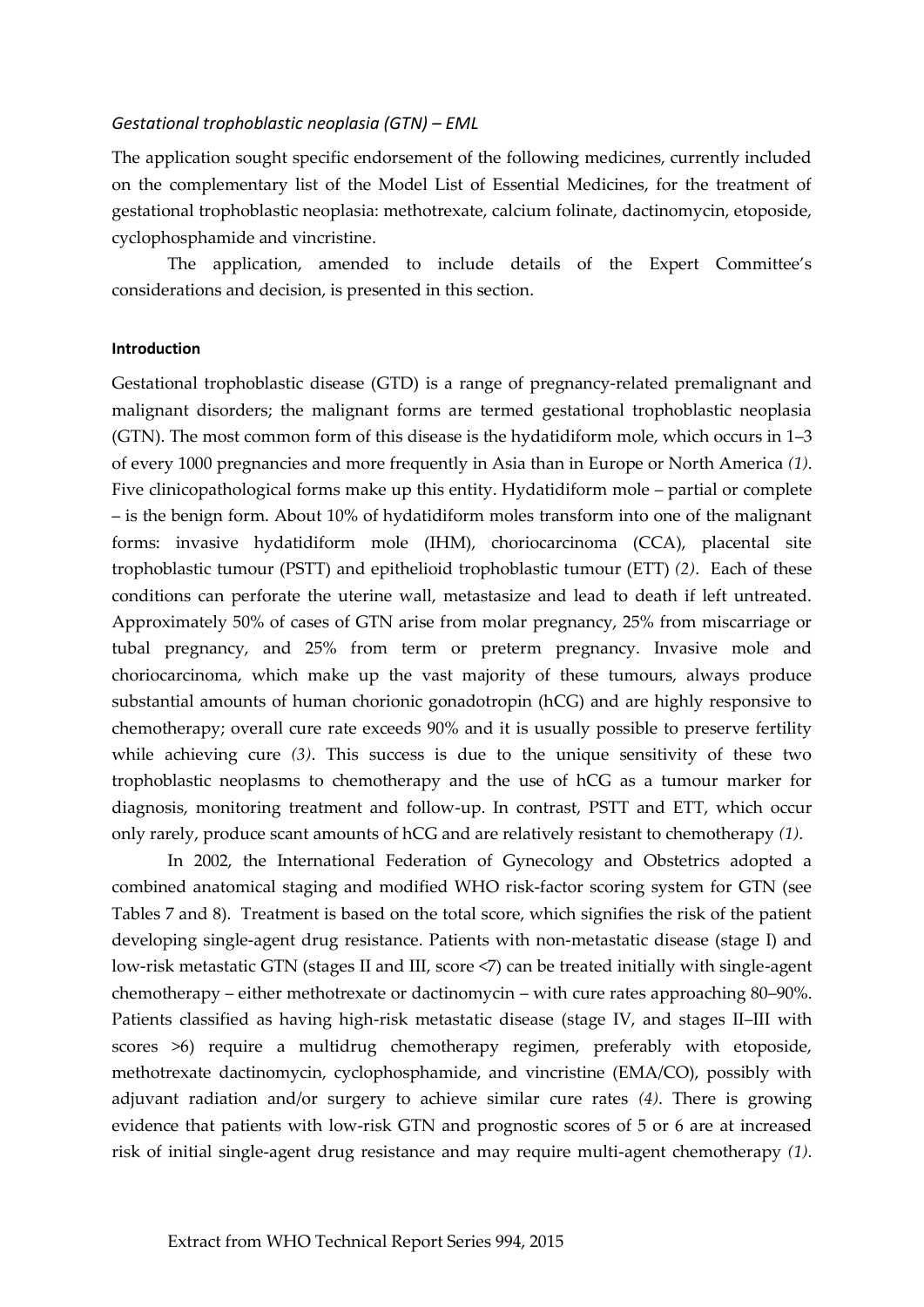*Gestational trophoblastic neoplasia (GTN) – EML*

The application sought specific endorsement of the following medicines, currently included on the complementary list of the Model List of Essential Medicines, for the treatment of gestational trophoblastic neoplasia: methotrexate, calcium folinate, dactinomycin, etoposide, cyclophosphamide and vincristine.

The application, amended to include details of the Expert Committee's considerations and decision, is presented in this section.

**Introduction**

Gestational trophoblastic disease (GTD) is a range of pregnancy-related premalignant and malignant disorders; the malignant forms are termed gestational trophoblastic neoplasia (GTN). The most common form of this disease is the hydatidiform mole, which occurs in 1–3 of every 1000 pregnancies and more frequently in Asia than in Europe or North America *(1)*. Five clinicopathological forms make up this entity. Hydatidiform mole – partial or complete – is the benign form. About 10% of hydatidiform moles transform into one of the malignant forms: invasive hydatidiform mole (IHM), choriocarcinoma (CCA), placental site trophoblastic tumour (PSTT) and epithelioid trophoblastic tumour (ETT) *(2)*. Each of these conditions can perforate the uterine wall, metastasize and lead to death if left untreated. Approximately 50% of cases of GTN arise from molar pregnancy, 25% from miscarriage or tubal pregnancy, and 25% from term or preterm pregnancy. Invasive mole and choriocarcinoma, which make up the vast majority of these tumours, always produce substantial amounts of human chorionic gonadotropin (hCG) and are highly responsive to chemotherapy; overall cure rate exceeds 90% and it is usually possible to preserve fertility while achieving cure *(3)*. This success is due to the unique sensitivity of these two trophoblastic neoplasms to chemotherapy and the use of hCG as a tumour marker for diagnosis, monitoring treatment and follow-up. In contrast, PSTT and ETT, which occur only rarely, produce scant amounts of hCG and are relatively resistant to chemotherapy *(1)*.

In 2002, the International Federation of Gynecology and Obstetrics adopted a combined anatomical staging and modified WHO risk-factor scoring system for GTN (see Tables 7 and 8). Treatment is based on the total score, which signifies the risk of the patient developing single-agent drug resistance. Patients with non-metastatic disease (stage I) and low-risk metastatic GTN (stages II and III, score <7) can be treated initially with single-agent chemotherapy – either methotrexate or dactinomycin – with cure rates approaching 80–90%. Patients classified as having high-risk metastatic disease (stage IV, and stages II–III with scores >6) require a multidrug chemotherapy regimen, preferably with etoposide, methotrexate dactinomycin, cyclophosphamide, and vincristine (EMA/CO), possibly with adjuvant radiation and/or surgery to achieve similar cure rates *(4)*. There is growing evidence that patients with low-risk GTN and prognostic scores of 5 or 6 are at increased risk of initial single-agent drug resistance and may require multi-agent chemotherapy *(1)*.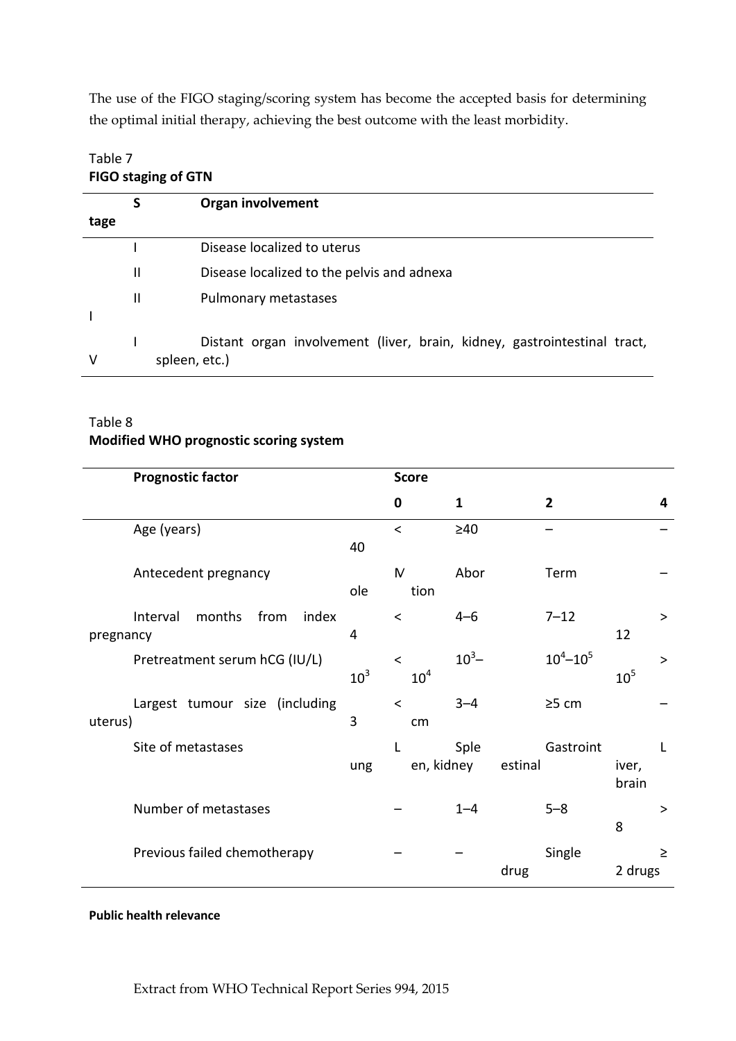The use of the FIGO staging/scoring system has become the accepted basis for determining the optimal initial therapy, achieving the best outcome with the least morbidity.

Table 7
**FIGO staging of GTN**

| Stage | Organ involvement |
|---|---|
| I | Disease localized to uterus |
| II | Disease localized to the pelvis and adnexa |
| III | Pulmonary metastases |
| IV | Distant organ involvement (liver, brain, kidney, gastrointestinal tract, spleen, etc.) |

Table 8
**Modified WHO prognostic scoring system**

| Prognostic factor | Score | | | |
|---|---|---|---|---|
| | **0** | **1** | **2** | **4** |
| Age (years) | < 40 | ≥40 | – | – |
| Antecedent pregnancy | Mole | Abortion | Term | – |
| Interval months from index pregnancy | < 4 | 4–6 | 7–12 | > 12 |
| Pretreatment serum hCG (IU/L) | < $10^3$ | $10^3$– $10^4$ | $10^4$–$10^5$ | > $10^5$ |
| Largest tumour size (including uterus) | < 3 cm | 3–4 | ≥5 cm | – |
| Site of metastases | Lung | Spleen, kidney | Gastrointestinal | Liver, brain |
| Number of metastases | – | 1–4 | 5–8 | > 8 |
| Previous failed chemotherapy | – | – | Single drug | ≥ 2 drugs |

**Public health relevance**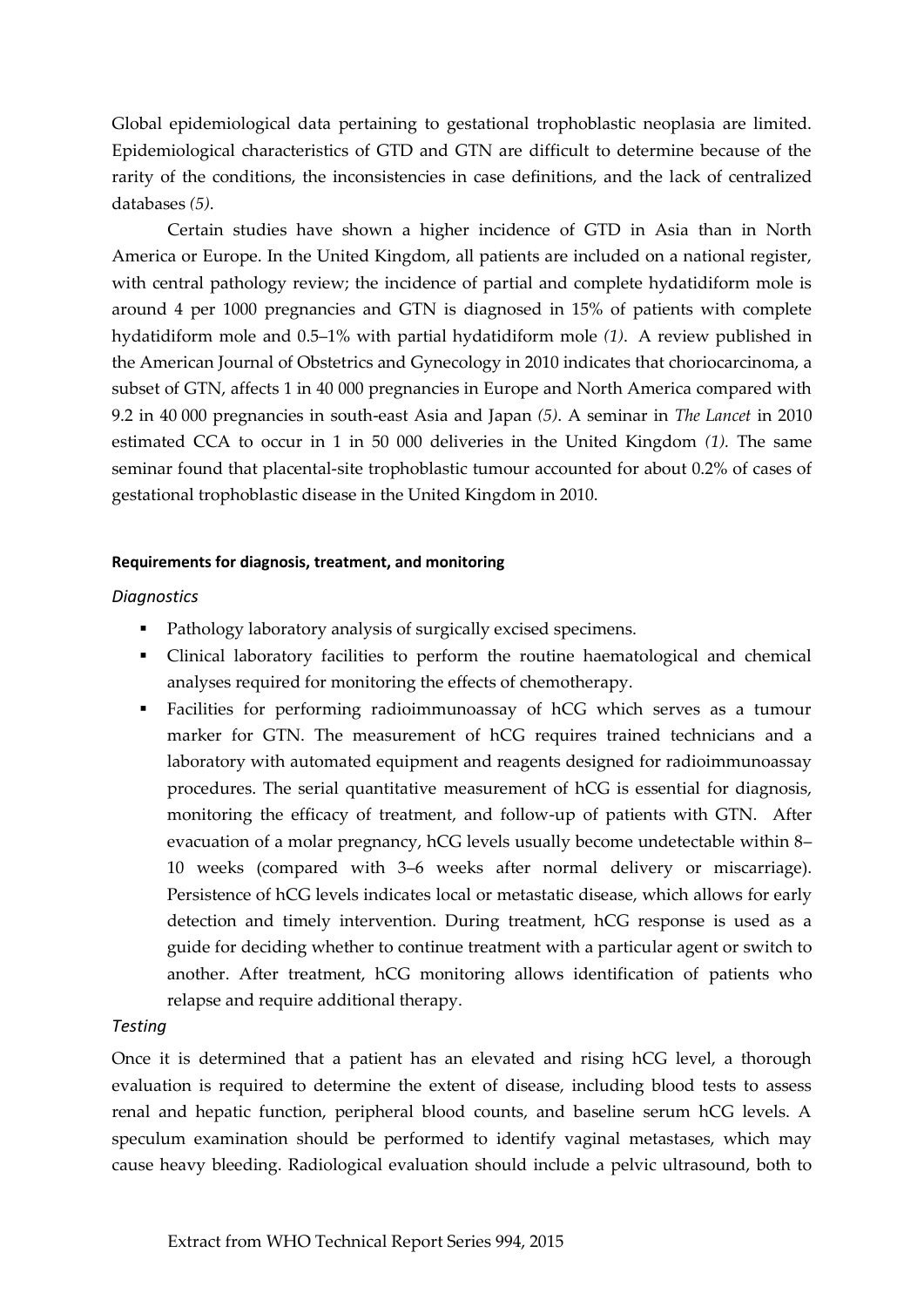Global epidemiological data pertaining to gestational trophoblastic neoplasia are limited. Epidemiological characteristics of GTD and GTN are difficult to determine because of the rarity of the conditions, the inconsistencies in case definitions, and the lack of centralized databases *(5)*.

Certain studies have shown a higher incidence of GTD in Asia than in North America or Europe. In the United Kingdom, all patients are included on a national register, with central pathology review; the incidence of partial and complete hydatidiform mole is around 4 per 1000 pregnancies and GTN is diagnosed in 15% of patients with complete hydatidiform mole and 0.5–1% with partial hydatidiform mole *(1)*. A review published in the American Journal of Obstetrics and Gynecology in 2010 indicates that choriocarcinoma, a subset of GTN, affects 1 in 40 000 pregnancies in Europe and North America compared with 9.2 in 40 000 pregnancies in south-east Asia and Japan *(5)*. A seminar in *The Lancet* in 2010 estimated CCA to occur in 1 in 50 000 deliveries in the United Kingdom *(1).* The same seminar found that placental-site trophoblastic tumour accounted for about 0.2% of cases of gestational trophoblastic disease in the United Kingdom in 2010.

**Requirements for diagnosis, treatment, and monitoring**

*Diagnostics*

- Pathology laboratory analysis of surgically excised specimens.
- Clinical laboratory facilities to perform the routine haematological and chemical analyses required for monitoring the effects of chemotherapy.
- Facilities for performing radioimmunoassay of hCG which serves as a tumour marker for GTN. The measurement of hCG requires trained technicians and a laboratory with automated equipment and reagents designed for radioimmunoassay procedures. The serial quantitative measurement of hCG is essential for diagnosis, monitoring the efficacy of treatment, and follow-up of patients with GTN. After evacuation of a molar pregnancy, hCG levels usually become undetectable within 8–10 weeks (compared with 3–6 weeks after normal delivery or miscarriage). Persistence of hCG levels indicates local or metastatic disease, which allows for early detection and timely intervention. During treatment, hCG response is used as a guide for deciding whether to continue treatment with a particular agent or switch to another. After treatment, hCG monitoring allows identification of patients who relapse and require additional therapy.

*Testing*

Once it is determined that a patient has an elevated and rising hCG level, a thorough evaluation is required to determine the extent of disease, including blood tests to assess renal and hepatic function, peripheral blood counts, and baseline serum hCG levels. A speculum examination should be performed to identify vaginal metastases, which may cause heavy bleeding. Radiological evaluation should include a pelvic ultrasound, both to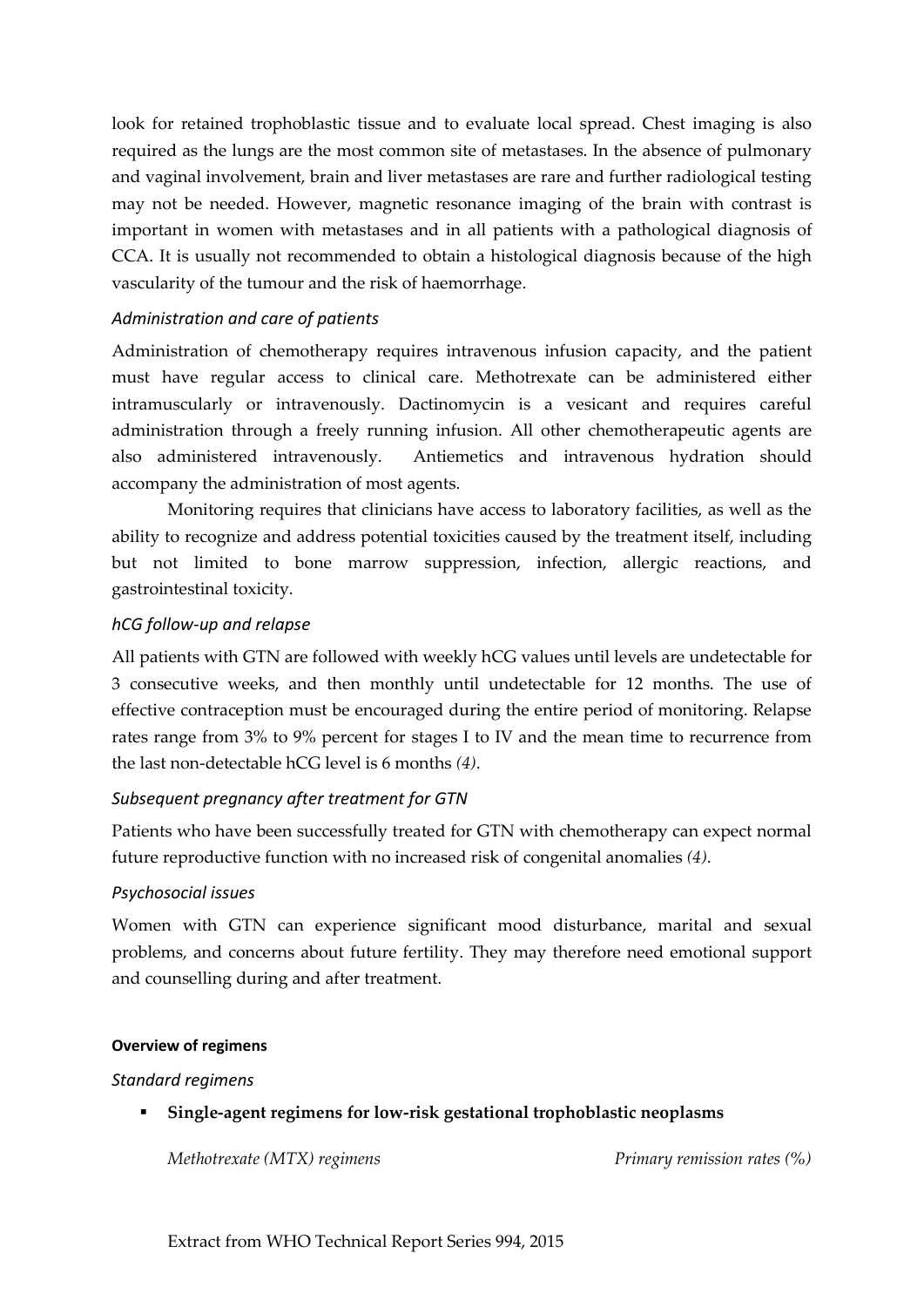look for retained trophoblastic tissue and to evaluate local spread. Chest imaging is also required as the lungs are the most common site of metastases. In the absence of pulmonary and vaginal involvement, brain and liver metastases are rare and further radiological testing may not be needed. However, magnetic resonance imaging of the brain with contrast is important in women with metastases and in all patients with a pathological diagnosis of CCA. It is usually not recommended to obtain a histological diagnosis because of the high vascularity of the tumour and the risk of haemorrhage.

*Administration and care of patients*

Administration of chemotherapy requires intravenous infusion capacity, and the patient must have regular access to clinical care. Methotrexate can be administered either intramuscularly or intravenously. Dactinomycin is a vesicant and requires careful administration through a freely running infusion. All other chemotherapeutic agents are also administered intravenously. Antiemetics and intravenous hydration should accompany the administration of most agents.

Monitoring requires that clinicians have access to laboratory facilities, as well as the ability to recognize and address potential toxicities caused by the treatment itself, including but not limited to bone marrow suppression, infection, allergic reactions, and gastrointestinal toxicity.

*hCG follow-up and relapse*

All patients with GTN are followed with weekly hCG values until levels are undetectable for 3 consecutive weeks, and then monthly until undetectable for 12 months. The use of effective contraception must be encouraged during the entire period of monitoring. Relapse rates range from 3% to 9% percent for stages I to IV and the mean time to recurrence from the last non-detectable hCG level is 6 months *(4)*.

*Subsequent pregnancy after treatment for GTN*

Patients who have been successfully treated for GTN with chemotherapy can expect normal future reproductive function with no increased risk of congenital anomalies *(4)*.

*Psychosocial issues*

Women with GTN can experience significant mood disturbance, marital and sexual problems, and concerns about future fertility. They may therefore need emotional support and counselling during and after treatment.

**Overview of regimens**

*Standard regimens*

- **Single-agent regimens for low-risk gestational trophoblastic neoplasms**

*Methotrexate (MTX) regimens* *Primary remission rates (%)*

Extract from WHO Technical Report Series 994, 2015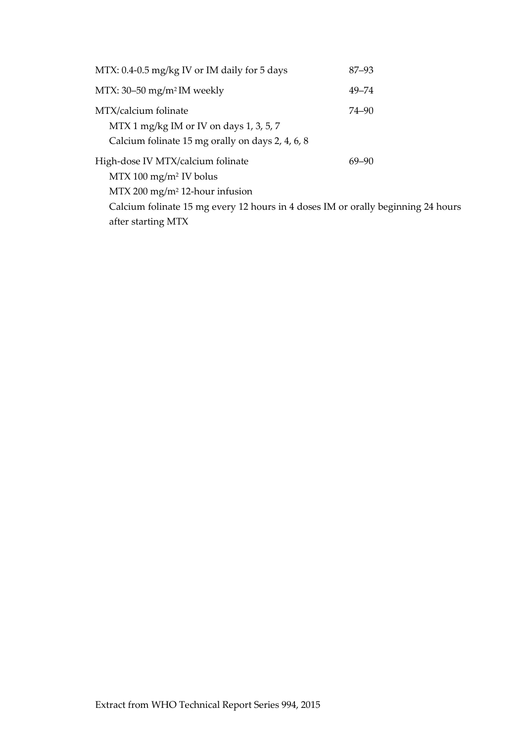| | |
|---|---|
| MTX: 0.4-0.5 mg/kg IV or IM daily for 5 days | 87–93 |
| MTX: 30–50 mg/m$^2$ IM weekly | 49–74 |
| MTX/calcium folinate<br>MTX 1 mg/kg IM or IV on days 1, 3, 5, 7<br>Calcium folinate 15 mg orally on days 2, 4, 6, 8 | 74–90 |
| High-dose IV MTX/calcium folinate<br>MTX 100 mg/m$^2$ IV bolus<br>MTX 200 mg/m$^2$ 12-hour infusion<br>Calcium folinate 15 mg every 12 hours in 4 doses IM or orally beginning 24 hours after starting MTX | 69–90 |

Extract from WHO Technical Report Series 994, 2015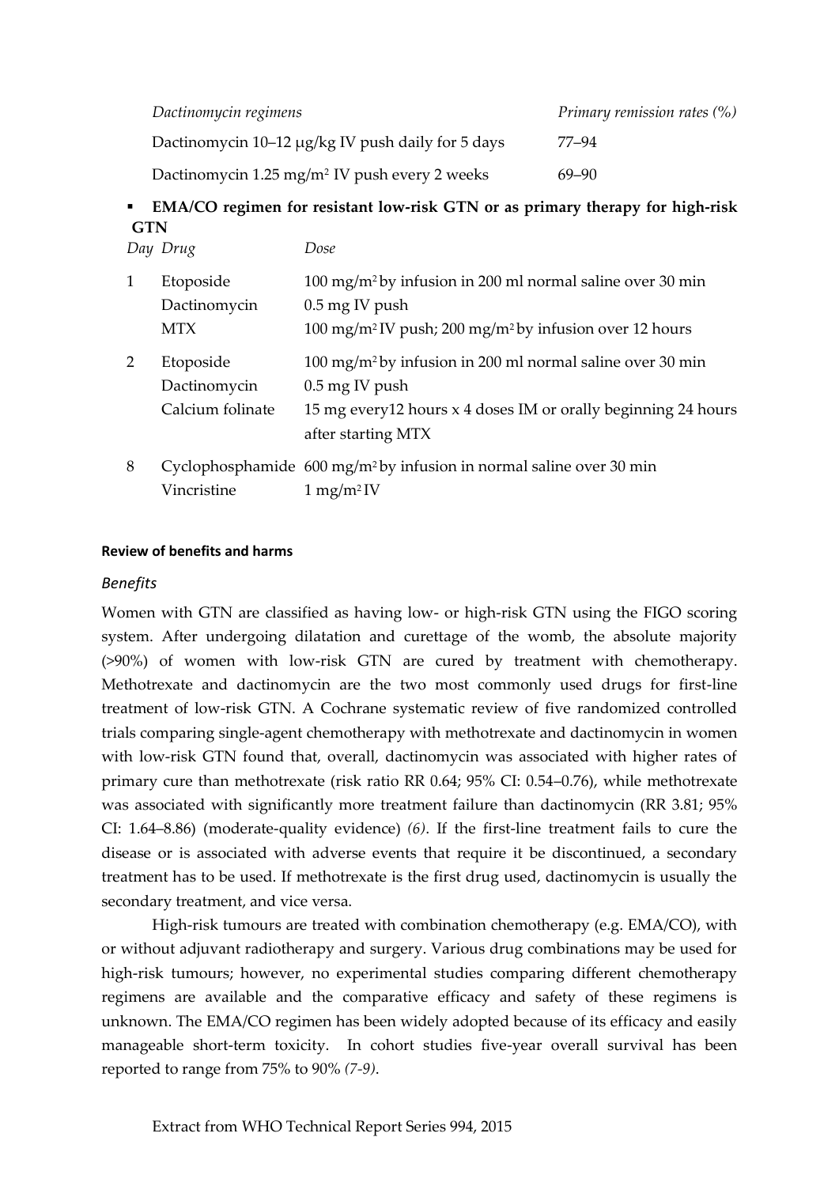| *Dactinomycin regimens* | *Primary remission rates (%)* |
|---|---|
| Dactinomycin 10–12 μg/kg IV push daily for 5 days | 77–94 |
| Dactinomycin 1.25 mg/m$^2$ IV push every 2 weeks | 69–90 |

- **EMA/CO regimen for resistant low-risk GTN or as primary therapy for high-risk GTN**

| *Day* | *Drug* | *Dose* |
|---|---|---|
| 1 | Etoposide | 100 mg/m$^2$ by infusion in 200 ml normal saline over 30 min |
| | Dactinomycin | 0.5 mg IV push |
| | MTX | 100 mg/m$^2$ IV push; 200 mg/m$^2$ by infusion over 12 hours |
| 2 | Etoposide | 100 mg/m$^2$ by infusion in 200 ml normal saline over 30 min |
| | Dactinomycin | 0.5 mg IV push |
| | Calcium folinate | 15 mg every12 hours x 4 doses IM or orally beginning 24 hours after starting MTX |
| 8 | Cyclophosphamide | 600 mg/m$^2$ by infusion in normal saline over 30 min |
| | Vincristine | 1 mg/m$^2$ IV |

#### Review of benefits and harms

##### *Benefits*

Women with GTN are classified as having low- or high-risk GTN using the FIGO scoring system. After undergoing dilatation and curettage of the womb, the absolute majority (>90%) of women with low-risk GTN are cured by treatment with chemotherapy. Methotrexate and dactinomycin are the two most commonly used drugs for first-line treatment of low-risk GTN. A Cochrane systematic review of five randomized controlled trials comparing single-agent chemotherapy with methotrexate and dactinomycin in women with low-risk GTN found that, overall, dactinomycin was associated with higher rates of primary cure than methotrexate (risk ratio RR 0.64; 95% CI: 0.54–0.76), while methotrexate was associated with significantly more treatment failure than dactinomycin (RR 3.81; 95% CI: 1.64–8.86) (moderate-quality evidence) *(6)*. If the first-line treatment fails to cure the disease or is associated with adverse events that require it be discontinued, a secondary treatment has to be used. If methotrexate is the first drug used, dactinomycin is usually the secondary treatment, and vice versa.

High-risk tumours are treated with combination chemotherapy (e.g. EMA/CO), with or without adjuvant radiotherapy and surgery. Various drug combinations may be used for high-risk tumours; however, no experimental studies comparing different chemotherapy regimens are available and the comparative efficacy and safety of these regimens is unknown. The EMA/CO regimen has been widely adopted because of its efficacy and easily manageable short-term toxicity. In cohort studies five-year overall survival has been reported to range from 75% to 90% *(7-9)*.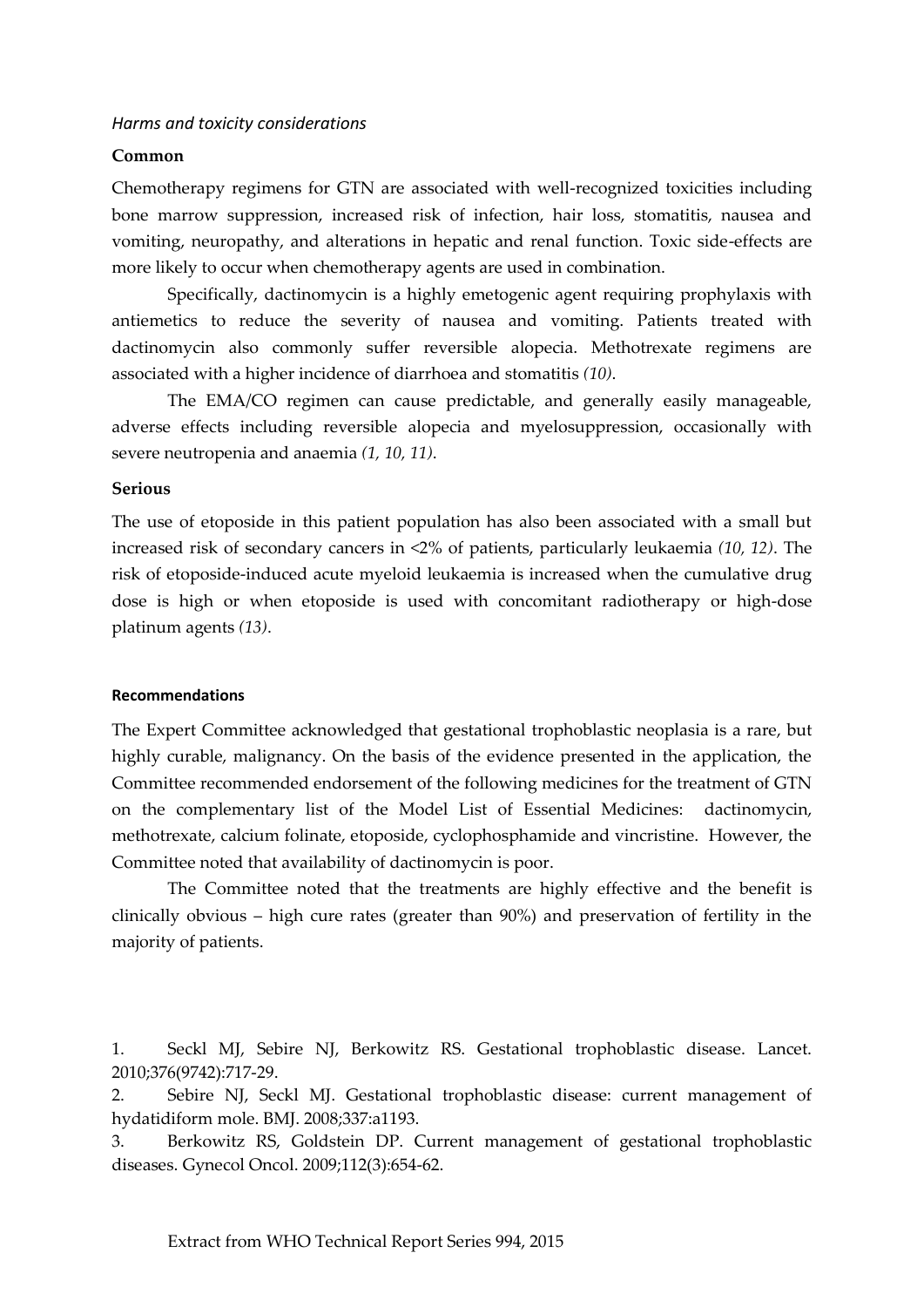*Harms and toxicity considerations*

**Common**

Chemotherapy regimens for GTN are associated with well-recognized toxicities including bone marrow suppression, increased risk of infection, hair loss, stomatitis, nausea and vomiting, neuropathy, and alterations in hepatic and renal function. Toxic side-effects are more likely to occur when chemotherapy agents are used in combination.

Specifically, dactinomycin is a highly emetogenic agent requiring prophylaxis with antiemetics to reduce the severity of nausea and vomiting. Patients treated with dactinomycin also commonly suffer reversible alopecia. Methotrexate regimens are associated with a higher incidence of diarrhoea and stomatitis *(10)*.

The EMA/CO regimen can cause predictable, and generally easily manageable, adverse effects including reversible alopecia and myelosuppression, occasionally with severe neutropenia and anaemia *(1, 10, 11)*.

**Serious**

The use of etoposide in this patient population has also been associated with a small but increased risk of secondary cancers in <2% of patients, particularly leukaemia *(10, 12)*. The risk of etoposide-induced acute myeloid leukaemia is increased when the cumulative drug dose is high or when etoposide is used with concomitant radiotherapy or high-dose platinum agents *(13)*.

**Recommendations**

The Expert Committee acknowledged that gestational trophoblastic neoplasia is a rare, but highly curable, malignancy. On the basis of the evidence presented in the application, the Committee recommended endorsement of the following medicines for the treatment of GTN on the complementary list of the Model List of Essential Medicines: dactinomycin, methotrexate, calcium folinate, etoposide, cyclophosphamide and vincristine. However, the Committee noted that availability of dactinomycin is poor.

The Committee noted that the treatments are highly effective and the benefit is clinically obvious – high cure rates (greater than 90%) and preservation of fertility in the majority of patients.

1. Seckl MJ, Sebire NJ, Berkowitz RS. Gestational trophoblastic disease. Lancet. 2010;376(9742):717-29.
2. Sebire NJ, Seckl MJ. Gestational trophoblastic disease: current management of hydatidiform mole. BMJ. 2008;337:a1193.
3. Berkowitz RS, Goldstein DP. Current management of gestational trophoblastic diseases. Gynecol Oncol. 2009;112(3):654-62.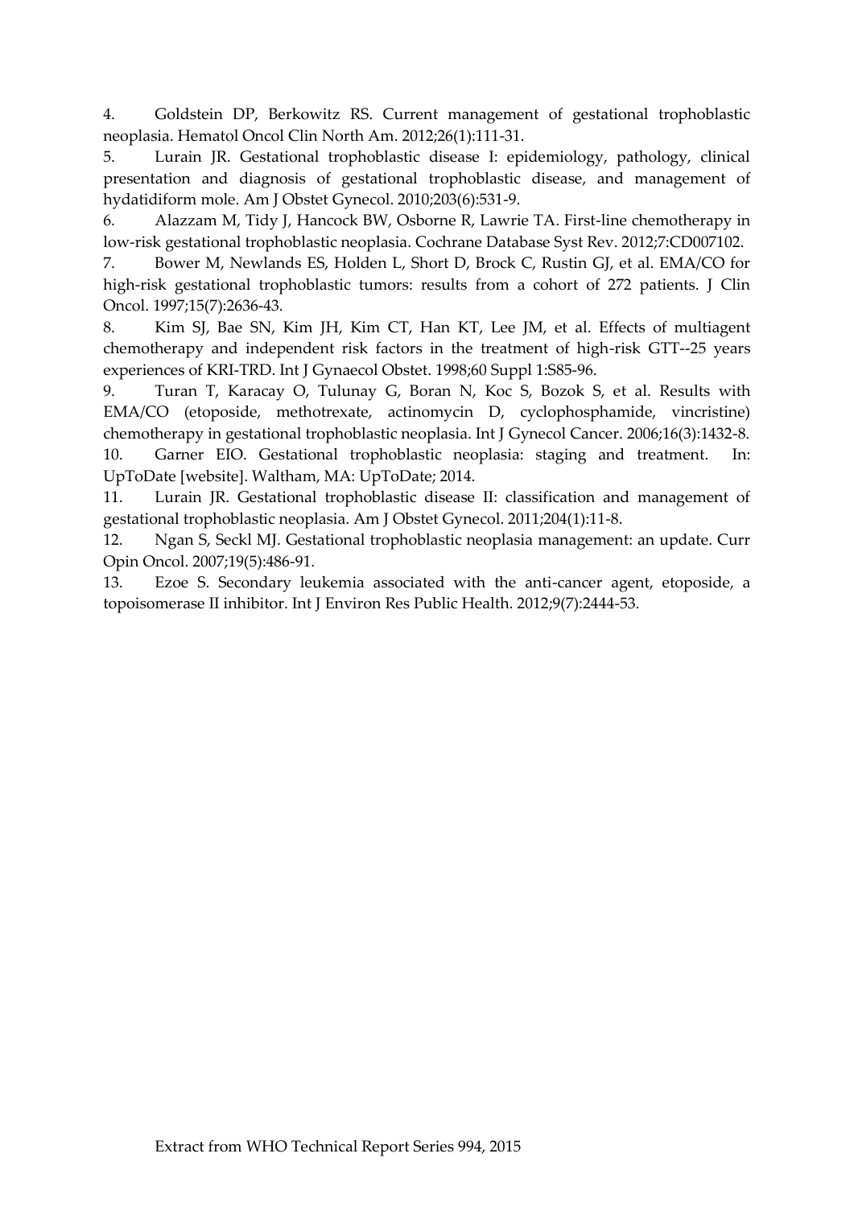4. Goldstein DP, Berkowitz RS. Current management of gestational trophoblastic neoplasia. Hematol Oncol Clin North Am. 2012;26(1):111-31.
5. Lurain JR. Gestational trophoblastic disease I: epidemiology, pathology, clinical presentation and diagnosis of gestational trophoblastic disease, and management of hydatidiform mole. Am J Obstet Gynecol. 2010;203(6):531-9.
6. Alazzam M, Tidy J, Hancock BW, Osborne R, Lawrie TA. First-line chemotherapy in low-risk gestational trophoblastic neoplasia. Cochrane Database Syst Rev. 2012;7:CD007102.
7. Bower M, Newlands ES, Holden L, Short D, Brock C, Rustin GJ, et al. EMA/CO for high-risk gestational trophoblastic tumors: results from a cohort of 272 patients. J Clin Oncol. 1997;15(7):2636-43.
8. Kim SJ, Bae SN, Kim JH, Kim CT, Han KT, Lee JM, et al. Effects of multiagent chemotherapy and independent risk factors in the treatment of high-risk GTT--25 years experiences of KRI-TRD. Int J Gynaecol Obstet. 1998;60 Suppl 1:S85-96.
9. Turan T, Karacay O, Tulunay G, Boran N, Koc S, Bozok S, et al. Results with EMA/CO (etoposide, methotrexate, actinomycin D, cyclophosphamide, vincristine) chemotherapy in gestational trophoblastic neoplasia. Int J Gynecol Cancer. 2006;16(3):1432-8.
10. Garner EIO. Gestational trophoblastic neoplasia: staging and treatment. In: UpToDate [website]. Waltham, MA: UpToDate; 2014.
11. Lurain JR. Gestational trophoblastic disease II: classification and management of gestational trophoblastic neoplasia. Am J Obstet Gynecol. 2011;204(1):11-8.
12. Ngan S, Seckl MJ. Gestational trophoblastic neoplasia management: an update. Curr Opin Oncol. 2007;19(5):486-91.
13. Ezoe S. Secondary leukemia associated with the anti-cancer agent, etoposide, a topoisomerase II inhibitor. Int J Environ Res Public Health. 2012;9(7):2444-53.